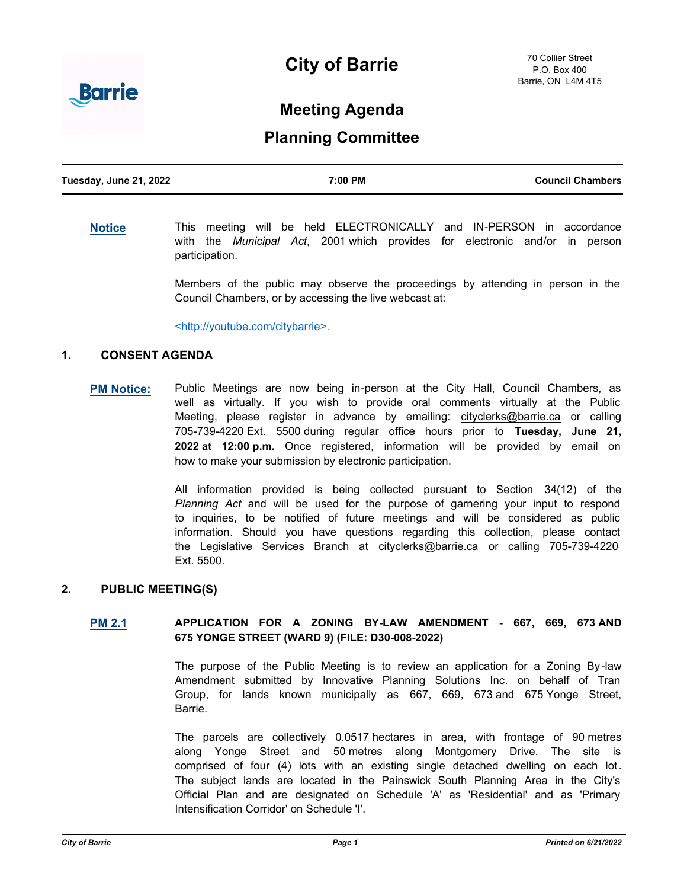# City of Barrie

70 Collier Street
P.O. Box 400
Barrie, ON L4M 4T5

## Meeting Agenda

## Planning Committee

| Tuesday, June 21, 2022 | 7:00 PM | Council Chambers |
|---|---|---|

**Notice** This meeting will be held ELECTRONICALLY and IN-PERSON in accordance with the *Municipal Act*, 2001 which provides for electronic and/or in person participation.

Members of the public may observe the proceedings by attending in person in the Council Chambers, or by accessing the live webcast at:

<http://youtube.com/citybarrie>.

### 1. CONSENT AGENDA

**PM Notice:** Public Meetings are now being in-person at the City Hall, Council Chambers, as well as virtually. If you wish to provide oral comments virtually at the Public Meeting, please register in advance by emailing: cityclerks@barrie.ca or calling 705-739-4220 Ext. 5500 during regular office hours prior to **Tuesday, June 21, 2022 at 12:00 p.m.** Once registered, information will be provided by email on how to make your submission by electronic participation.

All information provided is being collected pursuant to Section 34(12) of the *Planning Act* and will be used for the purpose of garnering your input to respond to inquiries, to be notified of future meetings and will be considered as public information. Should you have questions regarding this collection, please contact the Legislative Services Branch at cityclerks@barrie.ca or calling 705-739-4220 Ext. 5500.

### 2. PUBLIC MEETING(S)

**PM 2.1** **APPLICATION FOR A ZONING BY-LAW AMENDMENT - 667, 669, 673 AND 675 YONGE STREET (WARD 9) (FILE: D30-008-2022)**

The purpose of the Public Meeting is to review an application for a Zoning By-law Amendment submitted by Innovative Planning Solutions Inc. on behalf of Tran Group, for lands known municipally as 667, 669, 673 and 675 Yonge Street, Barrie.

The parcels are collectively 0.0517 hectares in area, with frontage of 90 metres along Yonge Street and 50 metres along Montgomery Drive. The site is comprised of four (4) lots with an existing single detached dwelling on each lot. The subject lands are located in the Painswick South Planning Area in the City's Official Plan and are designated on Schedule 'A' as 'Residential' and as 'Primary Intensification Corridor' on Schedule 'I'.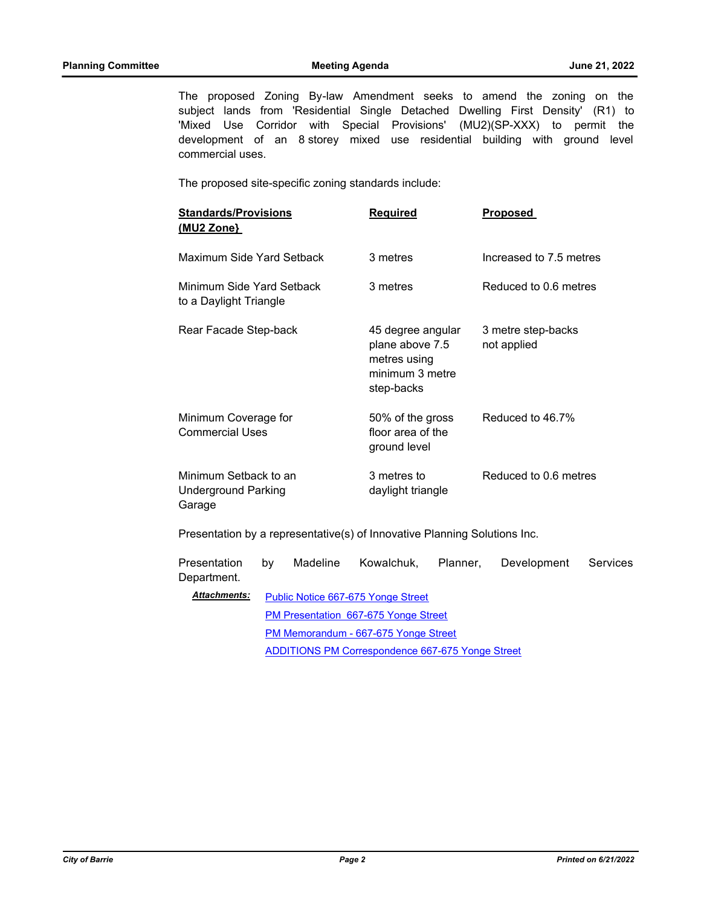The proposed Zoning By-law Amendment seeks to amend the zoning on the subject lands from 'Residential Single Detached Dwelling First Density' (R1) to 'Mixed Use Corridor with Special Provisions' (MU2)(SP-XXX) to permit the development of an 8 storey mixed use residential building with ground level commercial uses.

The proposed site-specific zoning standards include:

| **Standards/Provisions (MU2 Zone)** | **Required** | **Proposed** |
|---|---|---|
| Maximum Side Yard Setback | 3 metres | Increased to 7.5 metres |
| Minimum Side Yard Setback to a Daylight Triangle | 3 metres | Reduced to 0.6 metres |
| Rear Facade Step-back | 45 degree angular plane above 7.5 metres using minimum 3 metre step-backs | 3 metre step-backs not applied |
| Minimum Coverage for Commercial Uses | 50% of the gross floor area of the ground level | Reduced to 46.7% |
| Minimum Setback to an Underground Parking Garage | 3 metres to daylight triangle | Reduced to 0.6 metres |

Presentation by a representative(s) of Innovative Planning Solutions Inc.

Presentation by Madeline Kowalchuk, Planner, Development Services Department.

***Attachments:***
- Public Notice 667-675 Yonge Street
- PM Presentation 667-675 Yonge Street
- PM Memorandum - 667-675 Yonge Street
- ADDITIONS PM Correspondence 667-675 Yonge Street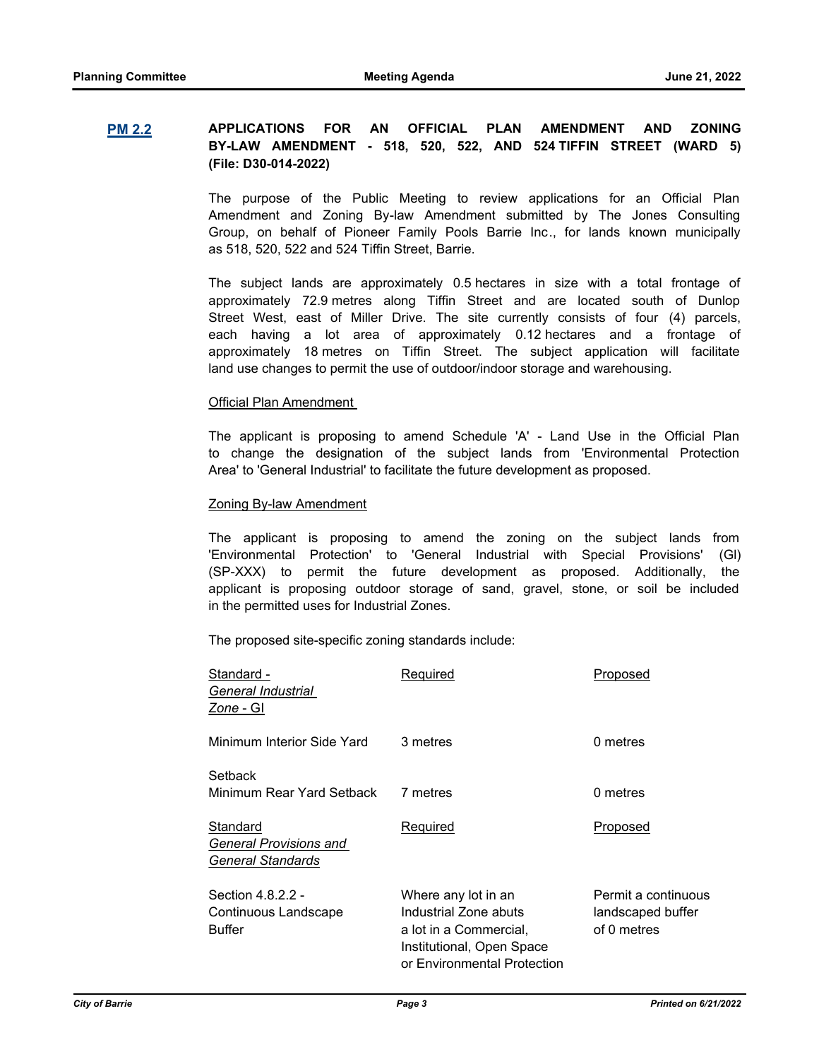**PM 2.2** **APPLICATIONS FOR AN OFFICIAL PLAN AMENDMENT AND ZONING BY-LAW AMENDMENT - 518, 520, 522, AND 524 TIFFIN STREET (WARD 5) (File: D30-014-2022)**

The purpose of the Public Meeting to review applications for an Official Plan Amendment and Zoning By-law Amendment submitted by The Jones Consulting Group, on behalf of Pioneer Family Pools Barrie Inc., for lands known municipally as 518, 520, 522 and 524 Tiffin Street, Barrie.

The subject lands are approximately 0.5 hectares in size with a total frontage of approximately 72.9 metres along Tiffin Street and are located south of Dunlop Street West, east of Miller Drive. The site currently consists of four (4) parcels, each having a lot area of approximately 0.12 hectares and a frontage of approximately 18 metres on Tiffin Street. The subject application will facilitate land use changes to permit the use of outdoor/indoor storage and warehousing.

Official Plan Amendment

The applicant is proposing to amend Schedule 'A' - Land Use in the Official Plan to change the designation of the subject lands from 'Environmental Protection Area' to 'General Industrial' to facilitate the future development as proposed.

Zoning By-law Amendment

The applicant is proposing to amend the zoning on the subject lands from 'Environmental Protection' to 'General Industrial with Special Provisions' (GI) (SP-XXX) to permit the future development as proposed. Additionally, the applicant is proposing outdoor storage of sand, gravel, stone, or soil be included in the permitted uses for Industrial Zones.

The proposed site-specific zoning standards include:

| Standard - *General Industrial Zone* - GI | Required | Proposed |
|---|---|---|
| Minimum Interior Side Yard Setback | 3 metres | 0 metres |
| Minimum Rear Yard Setback | 7 metres | 0 metres |

| Standard *General Provisions and General Standards* | Required | Proposed |
|---|---|---|
| Section 4.8.2.2 - Continuous Landscape Buffer | Where any lot in an Industrial Zone abuts a lot in a Commercial, Institutional, Open Space or Environmental Protection | Permit a continuous landscaped buffer of 0 metres |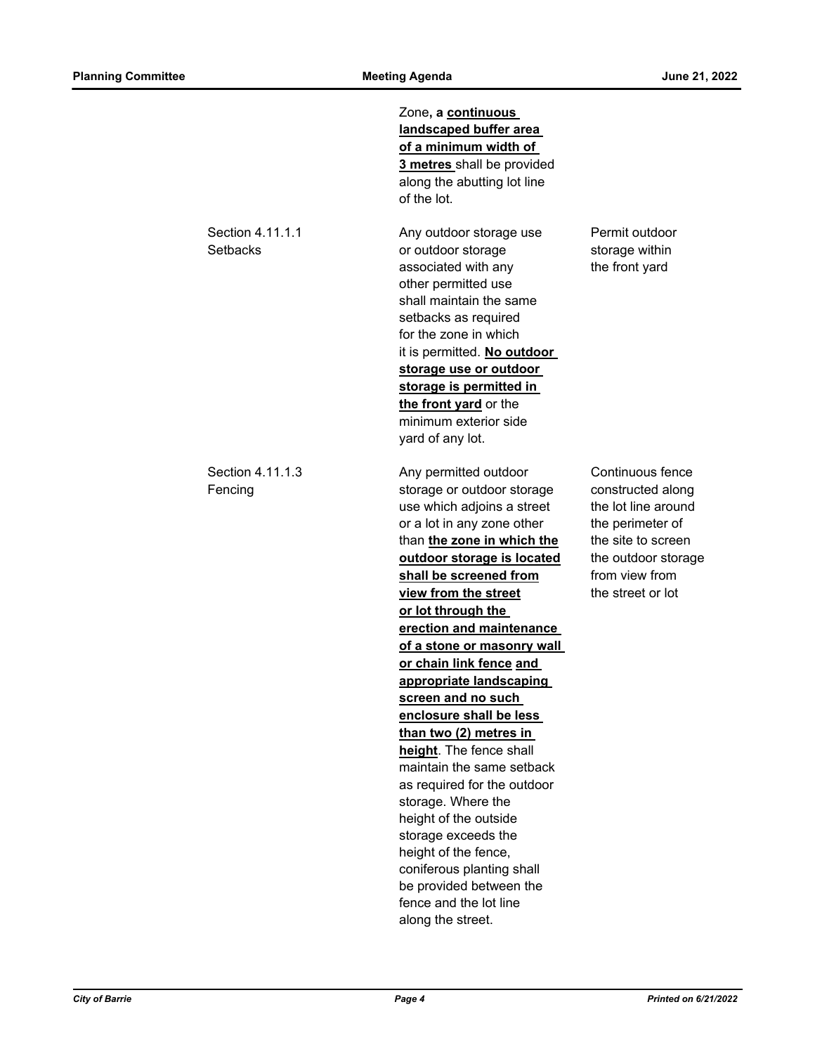| | | |
|---|---|---|
| | Zone**, a <u>continuous landscaped buffer area of a minimum width of 3 metres</u>** shall be provided along the abutting lot line of the lot. | |
| Section 4.11.1.1 Setbacks | Any outdoor storage use or outdoor storage associated with any other permitted use shall maintain the same setbacks as required for the zone in which it is permitted. **<u>No outdoor storage use or outdoor storage is permitted in the front yard</u>** or the minimum exterior side yard of any lot. | Permit outdoor storage within the front yard |
| Section 4.11.1.3 Fencing | Any permitted outdoor storage or outdoor storage use which adjoins a street or a lot in any zone other than **<u>the zone in which the outdoor storage is located shall be screened from view from the street or lot through the erection and maintenance of a stone or masonry wall or chain link fence</u>** **<u>and appropriate landscaping screen and no such enclosure shall be less than two (2) metres in height</u>**. The fence shall maintain the same setback as required for the outdoor storage. Where the height of the outside storage exceeds the height of the fence, coniferous planting shall be provided between the fence and the lot line along the street. | Continuous fence constructed along the lot line around the perimeter of the site to screen the outdoor storage from view from the street or lot |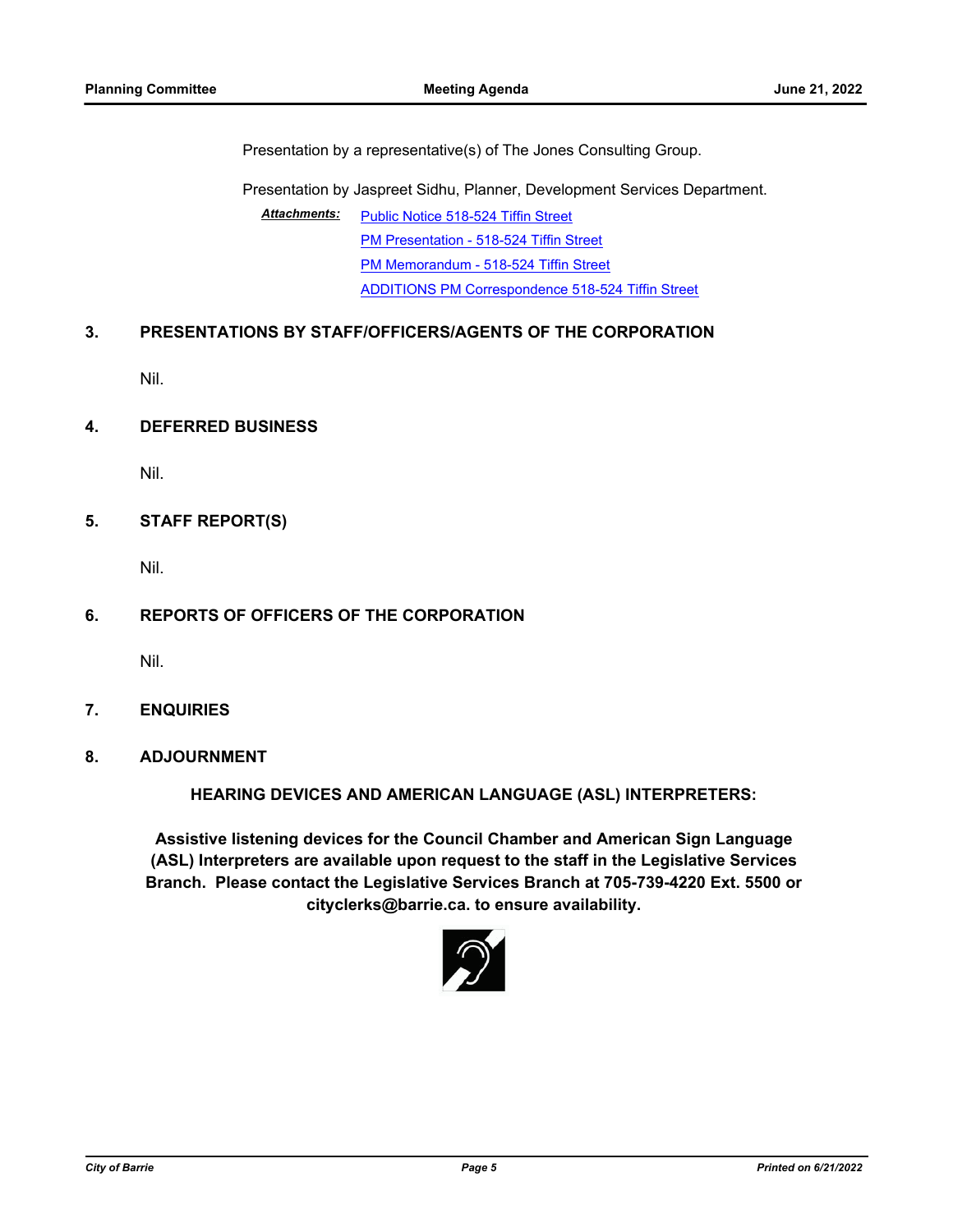Presentation by a representative(s) of The Jones Consulting Group.

Presentation by Jaspreet Sidhu, Planner, Development Services Department.

***Attachments:*** Public Notice 518-524 Tiffin Street
PM Presentation - 518-524 Tiffin Street
PM Memorandum - 518-524 Tiffin Street
ADDITIONS PM Correspondence 518-524 Tiffin Street

## 3. PRESENTATIONS BY STAFF/OFFICERS/AGENTS OF THE CORPORATION

Nil.

## 4. DEFERRED BUSINESS

Nil.

## 5. STAFF REPORT(S)

Nil.

## 6. REPORTS OF OFFICERS OF THE CORPORATION

Nil.

## 7. ENQUIRIES

## 8. ADJOURNMENT

**HEARING DEVICES AND AMERICAN LANGUAGE (ASL) INTERPRETERS:**

**Assistive listening devices for the Council Chamber and American Sign Language (ASL) Interpreters are available upon request to the staff in the Legislative Services Branch. Please contact the Legislative Services Branch at 705-739-4220 Ext. 5500 or cityclerks@barrie.ca. to ensure availability.**